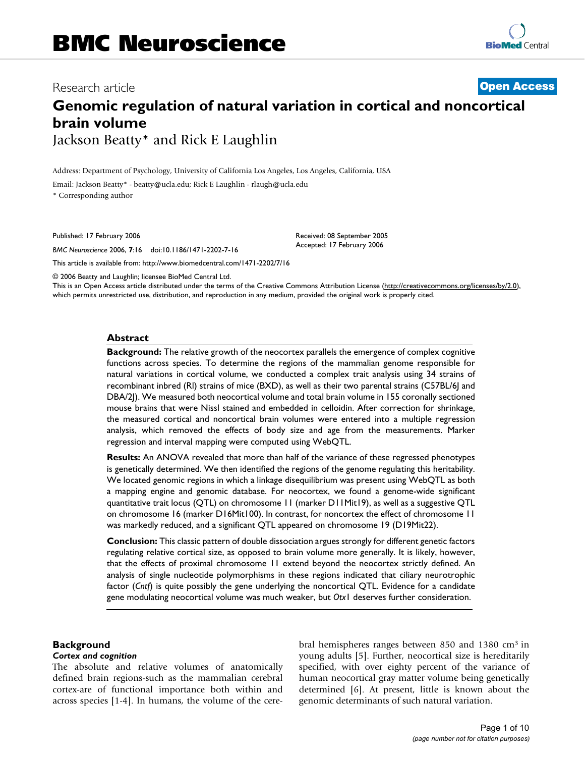Research article

**Open Access**

# Genomic regulation of natural variation in cortical and noncortical brain volume

Jackson Beatty* and Rick E Laughlin

Address: Department of Psychology, University of California Los Angeles, Los Angeles, California, USA

Email: Jackson Beatty* - beatty@ucla.edu; Rick E Laughlin - rlaugh@ucla.edu

* Corresponding author

Published: 17 February 2006

*BMC Neuroscience* 2006, **7**:16 doi:10.1186/1471-2202-7-16

Received: 08 September 2005
Accepted: 17 February 2006

This article is available from: http://www.biomedcentral.com/1471-2202/7/16

© 2006 Beatty and Laughlin; licensee BioMed Central Ltd.
This is an Open Access article distributed under the terms of the Creative Commons Attribution License (http://creativecommons.org/licenses/by/2.0), which permits unrestricted use, distribution, and reproduction in any medium, provided the original work is properly cited.

## Abstract

**Background:** The relative growth of the neocortex parallels the emergence of complex cognitive functions across species. To determine the regions of the mammalian genome responsible for natural variations in cortical volume, we conducted a complex trait analysis using 34 strains of recombinant inbred (RI) strains of mice (BXD), as well as their two parental strains (C57BL/6J and DBA/2J). We measured both neocortical volume and total brain volume in 155 coronally sectioned mouse brains that were Nissl stained and embedded in celloidin. After correction for shrinkage, the measured cortical and noncortical brain volumes were entered into a multiple regression analysis, which removed the effects of body size and age from the measurements. Marker regression and interval mapping were computed using WebQTL.

**Results:** An ANOVA revealed that more than half of the variance of these regressed phenotypes is genetically determined. We then identified the regions of the genome regulating this heritability. We located genomic regions in which a linkage disequilibrium was present using WebQTL as both a mapping engine and genomic database. For neocortex, we found a genome-wide significant quantitative trait locus (QTL) on chromosome 11 (marker D11Mit19), as well as a suggestive QTL on chromosome 16 (marker D16Mit100). In contrast, for noncortex the effect of chromosome 11 was markedly reduced, and a significant QTL appeared on chromosome 19 (D19Mit22).

**Conclusion:** This classic pattern of double dissociation argues strongly for different genetic factors regulating relative cortical size, as opposed to brain volume more generally. It is likely, however, that the effects of proximal chromosome 11 extend beyond the neocortex strictly defined. An analysis of single nucleotide polymorphisms in these regions indicated that ciliary neurotrophic factor (*Cntf*) is quite possibly the gene underlying the noncortical QTL. Evidence for a candidate gene modulating neocortical volume was much weaker, but *Otx1* deserves further consideration.

## Background

### *Cortex and cognition*

The absolute and relative volumes of anatomically defined brain regions-such as the mammalian cerebral cortex-are of functional importance both within and across species [1-4]. In humans, the volume of the cerebral hemispheres ranges between 850 and 1380 cm$^3$ in young adults [5]. Further, neocortical size is hereditarily specified, with over eighty percent of the variance of human neocortical gray matter volume being genetically determined [6]. At present, little is known about the genomic determinants of such natural variation.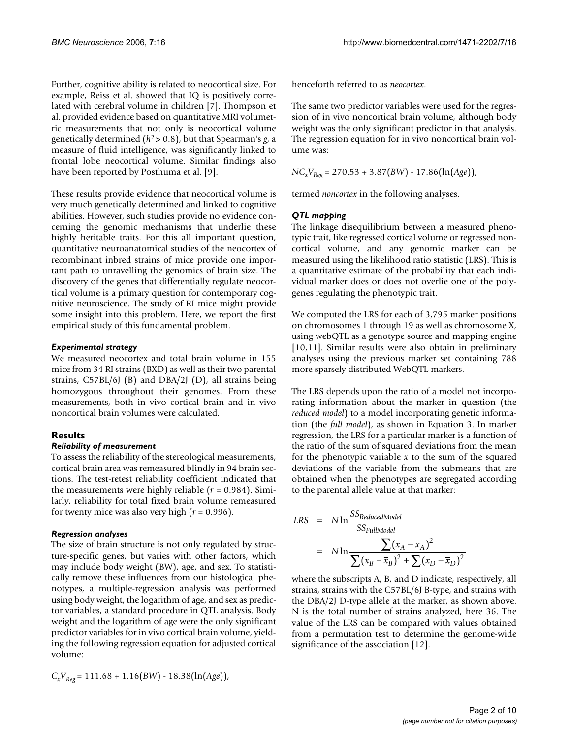Further, cognitive ability is related to neocortical size. For example, Reiss et al. showed that IQ is positively correlated with cerebral volume in children [7]. Thompson et al. provided evidence based on quantitative MRI volumetric measurements that not only is neocortical volume genetically determined ($h^2 > 0.8$), but that Spearman's *g*, a measure of fluid intelligence, was significantly linked to frontal lobe neocortical volume. Similar findings also have been reported by Posthuma et al. [9].

These results provide evidence that neocortical volume is very much genetically determined and linked to cognitive abilities. However, such studies provide no evidence concerning the genomic mechanisms that underlie these highly heritable traits. For this all important question, quantitative neuroanatomical studies of the neocortex of recombinant inbred strains of mice provide one important path to unravelling the genomics of brain size. The discovery of the genes that differentially regulate neocortical volume is a primary question for contemporary cognitive neuroscience. The study of RI mice might provide some insight into this problem. Here, we report the first empirical study of this fundamental problem.

### *Experimental strategy*

We measured neocortex and total brain volume in 155 mice from 34 RI strains (BXD) as well as their two parental strains, C57BL/6J (B) and DBA/2J (D), all strains being homozygous throughout their genomes. From these measurements, both in vivo cortical brain and in vivo noncortical brain volumes were calculated.

## Results

### *Reliability of measurement*

To assess the reliability of the stereological measurements, cortical brain area was remeasured blindly in 94 brain sections. The test-retest reliability coefficient indicated that the measurements were highly reliable ($r = 0.984$). Similarly, reliability for total fixed brain volume remeasured for twenty mice was also very high ($r = 0.996$).

### *Regression analyses*

The size of brain structure is not only regulated by structure-specific genes, but varies with other factors, which may include body weight (BW), age, and sex. To statistically remove these influences from our histological phenotypes, a multiple-regression analysis was performed using body weight, the logarithm of age, and sex as predictor variables, a standard procedure in QTL analysis. Body weight and the logarithm of age were the only significant predictor variables for in vivo cortical brain volume, yielding the following regression equation for adjusted cortical volume:

$$C_xV_{Reg} = 111.68 + 1.16(BW) - 18.38(\ln(Age)),$$

henceforth referred to as *neocortex*.

The same two predictor variables were used for the regression of in vivo noncortical brain volume, although body weight was the only significant predictor in that analysis. The regression equation for in vivo noncortical brain volume was:

$$NC_xV_{Reg} = 270.53 + 3.87(BW) - 17.86(\ln(Age)),$$

termed *noncortex* in the following analyses.

### *QTL mapping*

The linkage disequilibrium between a measured phenotypic trait, like regressed cortical volume or regressed noncortical volume, and any genomic marker can be measured using the likelihood ratio statistic (LRS). This is a quantitative estimate of the probability that each individual marker does or does not overlie one of the polygenes regulating the phenotypic trait.

We computed the LRS for each of 3,795 marker positions on chromosomes 1 through 19 as well as chromosome X, using webQTL as a genotype source and mapping engine [10,11]. Similar results were also obtain in preliminary analyses using the previous marker set containing 788 more sparsely distributed WebQTL markers.

The LRS depends upon the ratio of a model not incorporating information about the marker in question (the *reduced model*) to a model incorporating genetic information (the *full model*), as shown in Equation 3. In marker regression, the LRS for a particular marker is a function of the ratio of the sum of squared deviations from the mean for the phenotypic variable *x* to the sum of the squared deviations of the variable from the submeans that are obtained when the phenotypes are segregated according to the parental allele value at that marker:

$$\begin{aligned} LRS &= N \ln \frac{SS_{ReducedModel}}{SS_{FullModel}} \\ &= N \ln \frac{\sum (x_A - \bar{x}_A)^2}{\sum (x_B - \bar{x}_B)^2 + \sum (x_D - \bar{x}_D)^2} \end{aligned}$$

where the subscripts A, B, and D indicate, respectively, all strains, strains with the C57BL/6J B-type, and strains with the DBA/2J D-type allele at the marker, as shown above. N is the total number of strains analyzed, here 36. The value of the LRS can be compared with values obtained from a permutation test to determine the genome-wide significance of the association [12].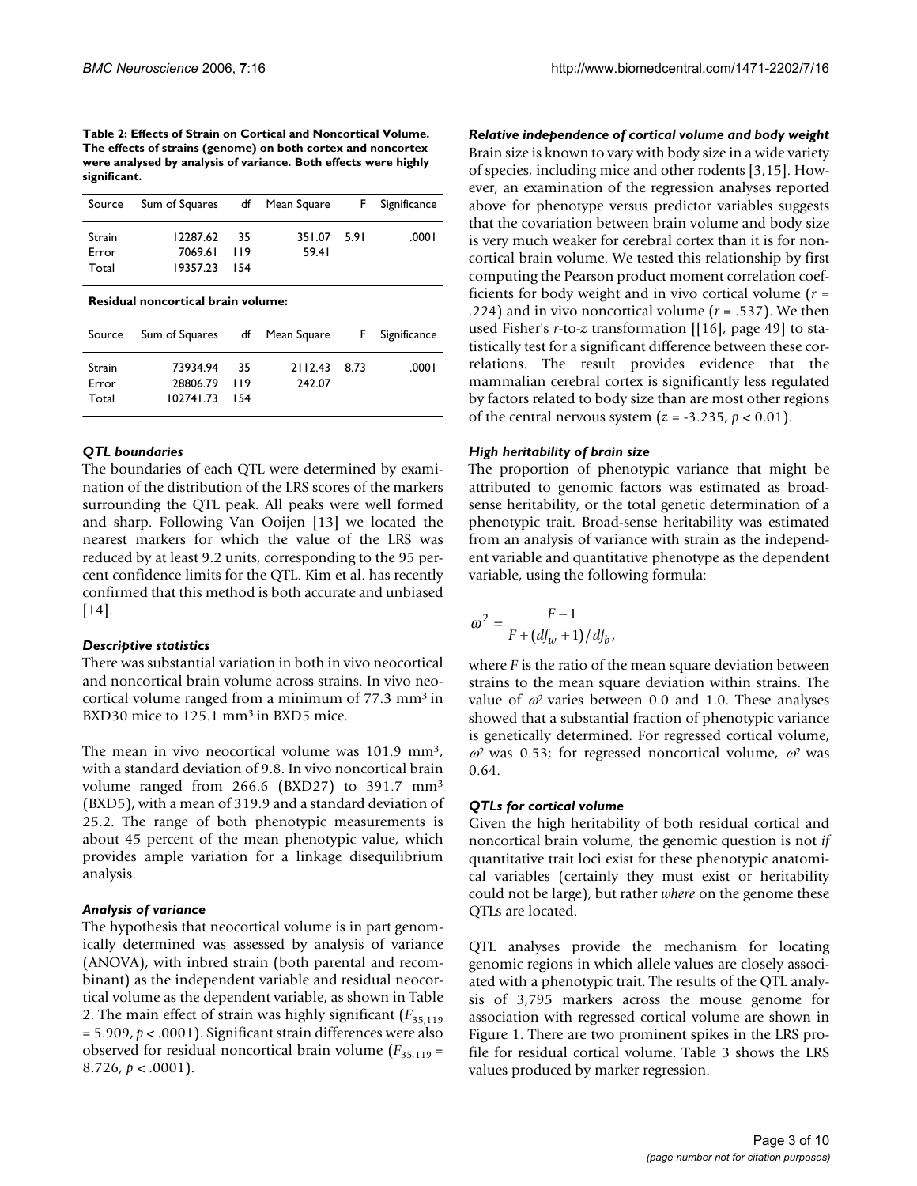**Table 2: Effects of Strain on Cortical and Noncortical Volume. The effects of strains (genome) on both cortex and noncortex were analysed by analysis of variance. Both effects were highly significant.**

| Source | Sum of Squares | df | Mean Square | F | Significance |
|---|---|---|---|---|---|
| Strain | 12287.62 | 35 | 351.07 | 5.91 | .0001 |
| Error | 7069.61 | 119 | 59.41 | | |
| Total | 19357.23 | 154 | | | |

**Residual noncortical brain volume:**

| Source | Sum of Squares | df | Mean Square | F | Significance |
|---|---|---|---|---|---|
| Strain | 73934.94 | 35 | 2112.43 | 8.73 | .0001 |
| Error | 28806.79 | 119 | 242.07 | | |
| Total | 102741.73 | 154 | | | |

### *QTL boundaries*

The boundaries of each QTL were determined by examination of the distribution of the LRS scores of the markers surrounding the QTL peak. All peaks were well formed and sharp. Following Van Ooijen [13] we located the nearest markers for which the value of the LRS was reduced by at least 9.2 units, corresponding to the 95 percent confidence limits for the QTL. Kim et al. has recently confirmed that this method is both accurate and unbiased [14].

### *Descriptive statistics*

There was substantial variation in both in vivo neocortical and noncortical brain volume across strains. In vivo neocortical volume ranged from a minimum of 77.3 mm$^3$ in BXD30 mice to 125.1 mm$^3$ in BXD5 mice.

The mean in vivo neocortical volume was 101.9 mm$^3$, with a standard deviation of 9.8. In vivo noncortical brain volume ranged from 266.6 (BXD27) to 391.7 mm$^3$ (BXD5), with a mean of 319.9 and a standard deviation of 25.2. The range of both phenotypic measurements is about 45 percent of the mean phenotypic value, which provides ample variation for a linkage disequilibrium analysis.

### *Analysis of variance*

The hypothesis that neocortical volume is in part genomically determined was assessed by analysis of variance (ANOVA), with inbred strain (both parental and recombinant) as the independent variable and residual neocortical volume as the dependent variable, as shown in Table 2. The main effect of strain was highly significant ($F_{35,119} = 5.909$, $p < .0001$). Significant strain differences were also observed for residual noncortical brain volume ($F_{35,119} = 8.726$, $p < .0001$).

### *Relative independence of cortical volume and body weight*

Brain size is known to vary with body size in a wide variety of species, including mice and other rodents [3,15]. However, an examination of the regression analyses reported above for phenotype versus predictor variables suggests that the covariation between brain volume and body size is very much weaker for cerebral cortex than it is for noncortical brain volume. We tested this relationship by first computing the Pearson product moment correlation coefficients for body weight and in vivo cortical volume ($r = .224$) and in vivo noncortical volume ($r = .537$). We then used Fisher's *r*-to-*z* transformation [[16], page 49] to statistically test for a significant difference between these correlations. The result provides evidence that the mammalian cerebral cortex is significantly less regulated by factors related to body size than are most other regions of the central nervous system ($z = -3.235$, $p < 0.01$).

### *High heritability of brain size*

The proportion of phenotypic variance that might be attributed to genomic factors was estimated as broad-sense heritability, or the total genetic determination of a phenotypic trait. Broad-sense heritability was estimated from an analysis of variance with strain as the independent variable and quantitative phenotype as the dependent variable, using the following formula:

$$\omega^2 = \frac{F-1}{F+(df_w+1)/df_b},$$

where *F* is the ratio of the mean square deviation between strains to the mean square deviation within strains. The value of $\omega^2$ varies between 0.0 and 1.0. These analyses showed that a substantial fraction of phenotypic variance is genetically determined. For regressed cortical volume, $\omega^2$ was 0.53; for regressed noncortical volume, $\omega^2$ was 0.64.

### *QTLs for cortical volume*

Given the high heritability of both residual cortical and noncortical brain volume, the genomic question is not *if* quantitative trait loci exist for these phenotypic anatomical variables (certainly they must exist or heritability could not be large), but rather *where* on the genome these QTLs are located.

QTL analyses provide the mechanism for locating genomic regions in which allele values are closely associated with a phenotypic trait. The results of the QTL analysis of 3,795 markers across the mouse genome for association with regressed cortical volume are shown in Figure 1. There are two prominent spikes in the LRS profile for residual cortical volume. Table 3 shows the LRS values produced by marker regression.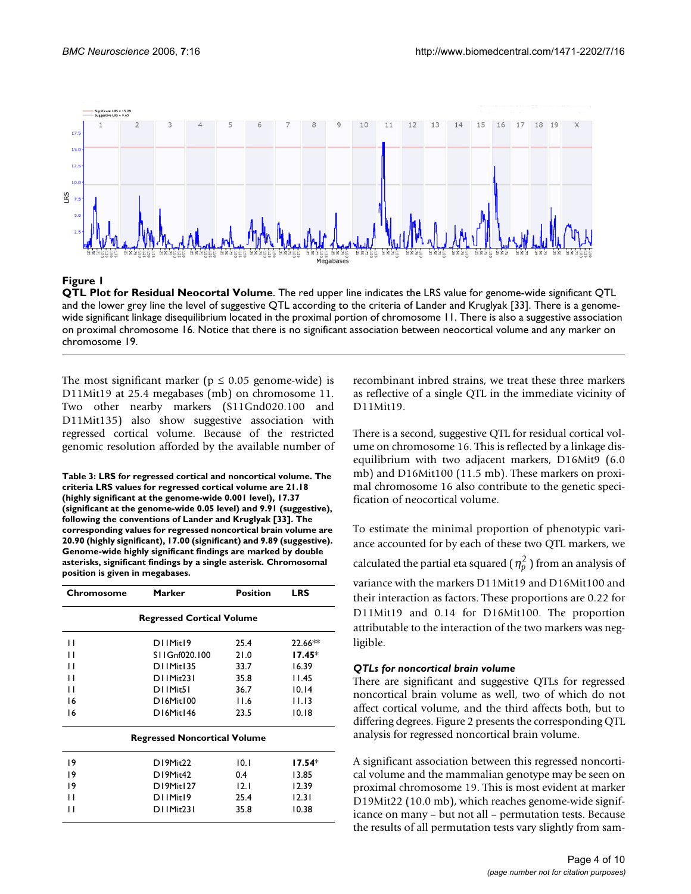**Figure 1**

**QTL Plot for Residual Neocortal Volume**. The red upper line indicates the LRS value for genome-wide significant QTL and the lower grey line the level of suggestive QTL according to the criteria of Lander and Kruglyak [33]. There is a genome-wide significant linkage disequilibrium located in the proximal portion of chromosome 11. There is also a suggestive association on proximal chromosome 16. Notice that there is no significant association between neocortical volume and any marker on chromosome 19.

The most significant marker ($p \leq 0.05$ genome-wide) is D11Mit19 at 25.4 megabases (mb) on chromosome 11. Two other nearby markers (S11Gnd020.100 and D11Mit135) also show suggestive association with regressed cortical volume. Because of the restricted genomic resolution afforded by the available number of recombinant inbred strains, we treat these three markers as reflective of a single QTL in the immediate vicinity of D11Mit19.

**Table 3: LRS for regressed cortical and noncortical volume. The criteria LRS values for regressed cortical volume are 21.18 (highly significant at the genome-wide 0.001 level), 17.37 (significant at the genome-wide 0.05 level) and 9.91 (suggestive), following the conventions of Lander and Kruglyak [33]. The corresponding values for regressed noncortical brain volume are 20.90 (highly significant), 17.00 (significant) and 9.89 (suggestive). Genome-wide highly significant findings are marked by double asterisks, significant findings by a single asterisk. Chromosomal position is given in megabases.**

| Chromosome | Marker | Position | LRS |
|---|---|---|---|
| **Regressed Cortical Volume** | | | |
| 11 | D11Mit19 | 25.4 | 22.66** |
| 11 | S11Gnf020.100 | 21.0 | **17.45*** |
| 11 | D11Mit135 | 33.7 | 16.39 |
| 11 | D11Mit231 | 35.8 | 11.45 |
| 11 | D11Mit51 | 36.7 | 10.14 |
| 16 | D16Mit100 | 11.6 | 11.13 |
| 16 | D16Mit146 | 23.5 | 10.18 |
| **Regressed Noncortical Volume** | | | |
| 19 | D19Mit22 | 10.1 | **17.54*** |
| 19 | D19Mit42 | 0.4 | 13.85 |
| 19 | D19Mit127 | 12.1 | 12.39 |
| 11 | D11Mit19 | 25.4 | 12.31 |
| 11 | D11Mit231 | 35.8 | 10.38 |

There is a second, suggestive QTL for residual cortical volume on chromosome 16. This is reflected by a linkage disequilibrium with two adjacent markers, D16Mit9 (6.0 mb) and D16Mit100 (11.5 mb). These markers on proximal chromosome 16 also contribute to the genetic specification of neocortical volume.

To estimate the minimal proportion of phenotypic variance accounted for by each of these two QTL markers, we calculated the partial eta squared ($\eta_p^2$) from an analysis of variance with the markers D11Mit19 and D16Mit100 and their interaction as factors. These proportions are 0.22 for D11Mit19 and 0.14 for D16Mit100. The proportion attributable to the interaction of the two markers was negligible.

### *QTLs for noncortical brain volume*

There are significant and suggestive QTLs for regressed noncortical brain volume as well, two of which do not affect cortical volume, and the third affects both, but to differing degrees. Figure 2 presents the corresponding QTL analysis for regressed noncortical brain volume.

A significant association between this regressed noncortical volume and the mammalian genotype may be seen on proximal chromosome 19. This is most evident at marker D19Mit22 (10.0 mb), which reaches genome-wide significance on many – but not all – permutation tests. Because the results of all permutation tests vary slightly from sam-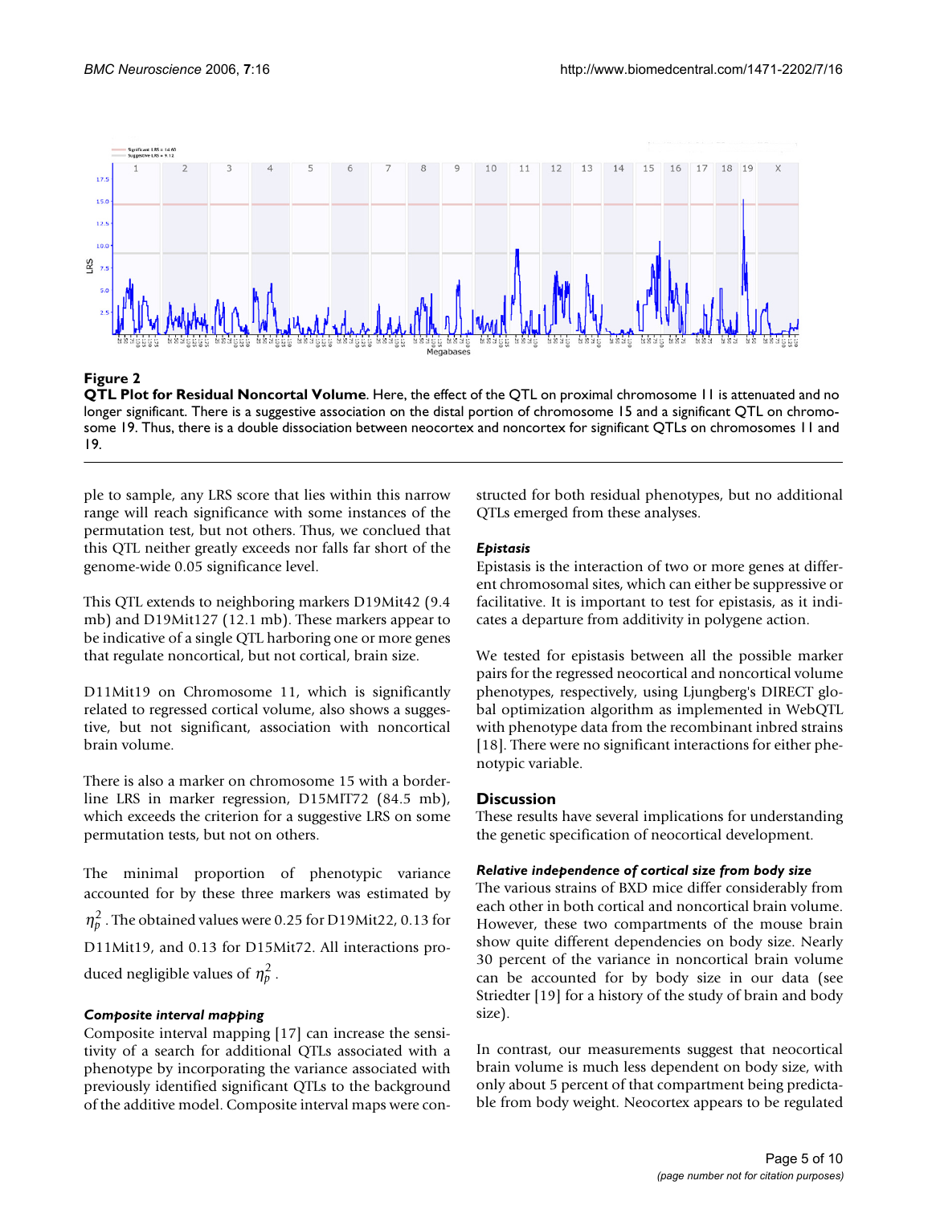**Figure 2**

**QTL Plot for Residual Noncortal Volume**. Here, the effect of the QTL on proximal chromosome 11 is attenuated and no longer significant. There is a suggestive association on the distal portion of chromosome 15 and a significant QTL on chromosome 19. Thus, there is a double dissociation between neocortex and noncortex for significant QTLs on chromosomes 11 and 19.

ple to sample, any LRS score that lies within this narrow range will reach significance with some instances of the permutation test, but not others. Thus, we concluded that this QTL neither greatly exceeds nor falls far short of the genome-wide 0.05 significance level.

This QTL extends to neighboring markers D19Mit42 (9.4 mb) and D19Mit127 (12.1 mb). These markers appear to be indicative of a single QTL harboring one or more genes that regulate noncortical, but not cortical, brain size.

D11Mit19 on Chromosome 11, which is significantly related to regressed cortical volume, also shows a suggestive, but not significant, association with noncortical brain volume.

There is also a marker on chromosome 15 with a borderline LRS in marker regression, D15MIT72 (84.5 mb), which exceeds the criterion for a suggestive LRS on some permutation tests, but not on others.

The minimal proportion of phenotypic variance accounted for by these three markers was estimated by $\eta_p^2$. The obtained values were 0.25 for D19Mit22, 0.13 for D11Mit19, and 0.13 for D15Mit72. All interactions produced negligible values of $\eta_p^2$.

### *Composite interval mapping*

Composite interval mapping [17] can increase the sensitivity of a search for additional QTLs associated with a phenotype by incorporating the variance associated with previously identified significant QTLs to the background of the additive model. Composite interval maps were constructed for both residual phenotypes, but no additional QTLs emerged from these analyses.

### *Epistasis*

Epistasis is the interaction of two or more genes at different chromosomal sites, which can either be suppressive or facilitative. It is important to test for epistasis, as it indicates a departure from additivity in polygene action.

We tested for epistasis between all the possible marker pairs for the regressed neocortical and noncortical volume phenotypes, respectively, using Ljungberg's DIRECT global optimization algorithm as implemented in WebQTL with phenotype data from the recombinant inbred strains [18]. There were no significant interactions for either phenotypic variable.

## Discussion

These results have several implications for understanding the genetic specification of neocortical development.

### *Relative independence of cortical size from body size*

The various strains of BXD mice differ considerably from each other in both cortical and noncortical brain volume. However, these two compartments of the mouse brain show quite different dependencies on body size. Nearly 30 percent of the variance in noncortical brain volume can be accounted for by body size in our data (see Striedter [19] for a history of the study of brain and body size).

In contrast, our measurements suggest that neocortical brain volume is much less dependent on body size, with only about 5 percent of that compartment being predictable from body weight. Neocortex appears to be regulated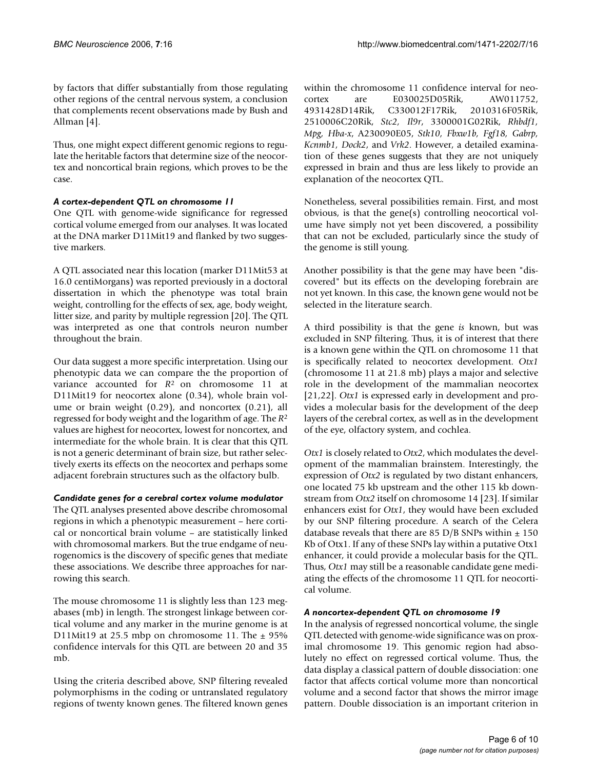by factors that differ substantially from those regulating other regions of the central nervous system, a conclusion that complements recent observations made by Bush and Allman [4].

Thus, one might expect different genomic regions to regulate the heritable factors that determine size of the neocortex and noncortical brain regions, which proves to be the case.

### *A cortex-dependent QTL on chromosome 11*

One QTL with genome-wide significance for regressed cortical volume emerged from our analyses. It was located at the DNA marker D11Mit19 and flanked by two suggestive markers.

A QTL associated near this location (marker D11Mit53 at 16.0 centiMorgans) was reported previously in a doctoral dissertation in which the phenotype was total brain weight, controlling for the effects of sex, age, body weight, litter size, and parity by multiple regression [20]. The QTL was interpreted as one that controls neuron number throughout the brain.

Our data suggest a more specific interpretation. Using our phenotypic data we can compare the the proportion of variance accounted for $R^2$ on chromosome 11 at D11Mit19 for neocortex alone (0.34), whole brain volume or brain weight (0.29), and noncortex (0.21), all regressed for body weight and the logarithm of age. The $R^2$ values are highest for neocortex, lowest for noncortex, and intermediate for the whole brain. It is clear that this QTL is not a generic determinant of brain size, but rather selectively exerts its effects on the neocortex and perhaps some adjacent forebrain structures such as the olfactory bulb.

### *Candidate genes for a cerebral cortex volume modulator*

The QTL analyses presented above describe chromosomal regions in which a phenotypic measurement – here cortical or noncortical brain volume – are statistically linked with chromosomal markers. But the true endgame of neurogenomics is the discovery of specific genes that mediate these associations. We describe three approaches for narrowing this search.

The mouse chromosome 11 is slightly less than 123 megabases (mb) in length. The strongest linkage between cortical volume and any marker in the murine genome is at D11Mit19 at 25.5 mbp on chromosome 11. The ± 95% confidence intervals for this QTL are between 20 and 35 mb.

Using the criteria described above, SNP filtering revealed polymorphisms in the coding or untranslated regulatory regions of twenty known genes. The filtered known genes within the chromosome 11 confidence interval for neocortex are E030025D05Rik, AW011752, 4931428D14Rik, C330012F17Rik, 2010316F05Rik, 2510006C20Rik, *Stc2*, *Il9r*, 3300001G02Rik, *Rhbdf1*, *Mpg*, *Hba-x*, A230090E05, *Stk10*, *Fbxw1b*, *Fgf18*, *Gabrp*, *Kcnmb1*, *Dock2*, and *Vrk2*. However, a detailed examination of these genes suggests that they are not uniquely expressed in brain and thus are less likely to provide an explanation of the neocortex QTL.

Nonetheless, several possibilities remain. First, and most obvious, is that the gene(s) controlling neocortical volume have simply not yet been discovered, a possibility that can not be excluded, particularly since the study of the genome is still young.

Another possibility is that the gene may have been "discovered" but its effects on the developing forebrain are not yet known. In this case, the known gene would not be selected in the literature search.

A third possibility is that the gene *is* known, but was excluded in SNP filtering. Thus, it is of interest that there is a known gene within the QTL on chromosome 11 that is specifically related to neocortex development. *Otx1* (chromosome 11 at 21.8 mb) plays a major and selective role in the development of the mammalian neocortex [21,22]. *Otx1* is expressed early in development and provides a molecular basis for the development of the deep layers of the cerebral cortex, as well as in the development of the eye, olfactory system, and cochlea.

*Otx1* is closely related to *Otx2*, which modulates the development of the mammalian brainstem. Interestingly, the expression of *Otx2* is regulated by two distant enhancers, one located 75 kb upstream and the other 115 kb downstream from *Otx2* itself on chromosome 14 [23]. If similar enhancers exist for *Otx1*, they would have been excluded by our SNP filtering procedure. A search of the Celera database reveals that there are 85 D/B SNPs within ± 150 Kb of Otx1. If any of these SNPs lay within a putative Otx1 enhancer, it could provide a molecular basis for the QTL. Thus, *Otx1* may still be a reasonable candidate gene mediating the effects of the chromosome 11 QTL for neocortical volume.

### *A noncortex-dependent QTL on chromosome 19*

In the analysis of regressed noncortical volume, the single QTL detected with genome-wide significance was on proximal chromosome 19. This genomic region had absolutely no effect on regressed cortical volume. Thus, the data display a classical pattern of double dissociation: one factor that affects cortical volume more than noncortical volume and a second factor that shows the mirror image pattern. Double dissociation is an important criterion in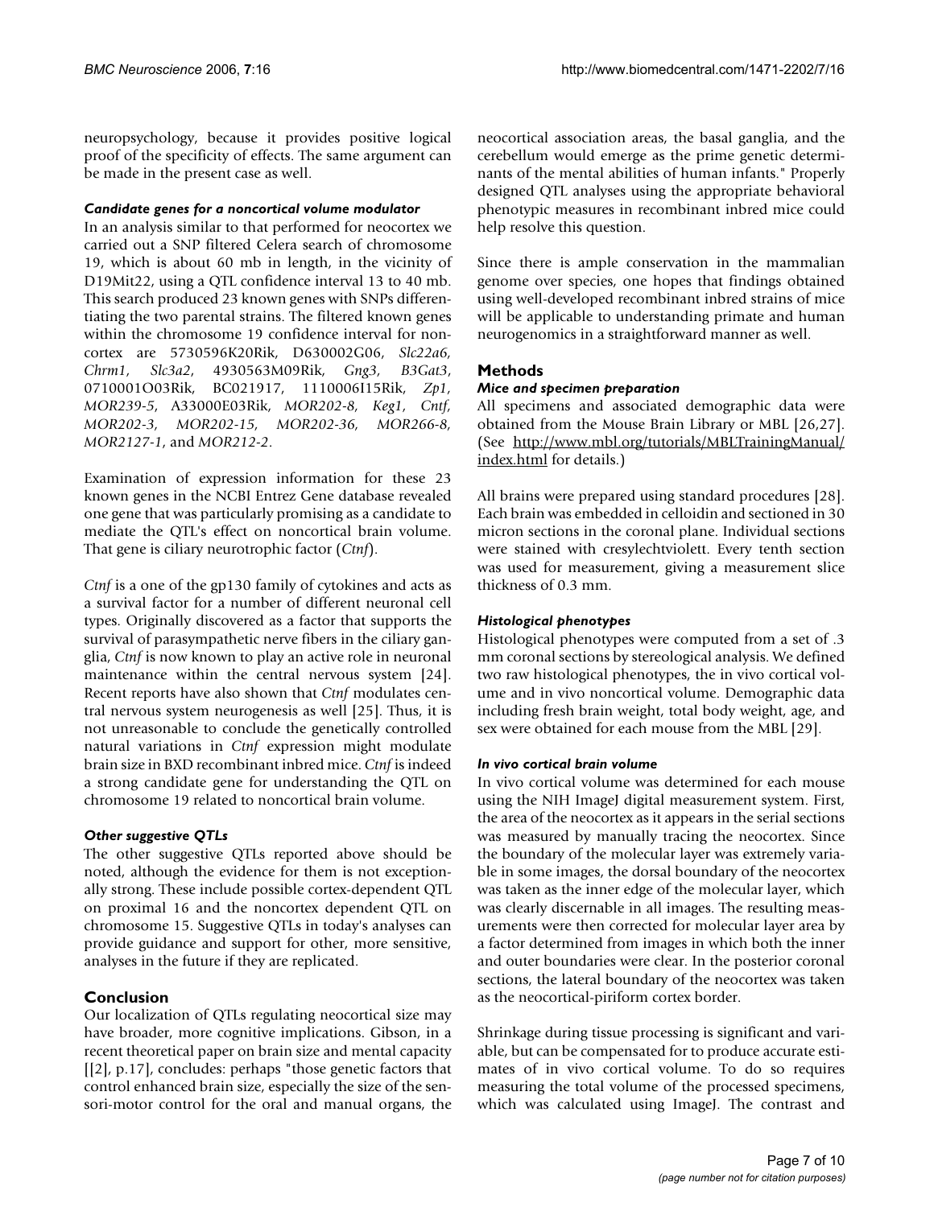neuropsychology, because it provides positive logical proof of the specificity of effects. The same argument can be made in the present case as well.

### *Candidate genes for a noncortical volume modulator*

In an analysis similar to that performed for neocortex we carried out a SNP filtered Celera search of chromosome 19, which is about 60 mb in length, in the vicinity of D19Mit22, using a QTL confidence interval 13 to 40 mb. This search produced 23 known genes with SNPs differentiating the two parental strains. The filtered known genes within the chromosome 19 confidence interval for noncortex are 5730596K20Rik, D630002G06, *Slc22a6*, *Chrm1*, *Slc3a2*, 4930563M09Rik, *Gng3*, *B3Gat3*, 0710001O03Rik, BC021917, 1110006I15Rik, *Zp1*, *MOR239-5*, A33000E03Rik, *MOR202-8*, *Keg1*, *Cntf*, *MOR202-3*, *MOR202-15*, *MOR202-36*, *MOR266-8*, *MOR2127-1*, and *MOR212-2*.

Examination of expression information for these 23 known genes in the NCBI Entrez Gene database revealed one gene that was particularly promising as a candidate to mediate the QTL's effect on noncortical brain volume. That gene is ciliary neurotrophic factor (*Ctnf*).

*Ctnf* is a one of the gp130 family of cytokines and acts as a survival factor for a number of different neuronal cell types. Originally discovered as a factor that supports the survival of parasympathetic nerve fibers in the ciliary ganglia, *Ctnf* is now known to play an active role in neuronal maintenance within the central nervous system [24]. Recent reports have also shown that *Ctnf* modulates central nervous system neurogenesis as well [25]. Thus, it is not unreasonable to conclude the genetically controlled natural variations in *Ctnf* expression might modulate brain size in BXD recombinant inbred mice. *Ctnf* is indeed a strong candidate gene for understanding the QTL on chromosome 19 related to noncortical brain volume.

### *Other suggestive QTLs*

The other suggestive QTLs reported above should be noted, although the evidence for them is not exceptionally strong. These include possible cortex-dependent QTL on proximal 16 and the noncortex dependent QTL on chromosome 15. Suggestive QTLs in today's analyses can provide guidance and support for other, more sensitive, analyses in the future if they are replicated.

## Conclusion

Our localization of QTLs regulating neocortical size may have broader, more cognitive implications. Gibson, in a recent theoretical paper on brain size and mental capacity [[2], p.17], concludes: perhaps "those genetic factors that control enhanced brain size, especially the size of the sensori-motor control for the oral and manual organs, the neocortical association areas, the basal ganglia, and the cerebellum would emerge as the prime genetic determinants of the mental abilities of human infants." Properly designed QTL analyses using the appropriate behavioral phenotypic measures in recombinant inbred mice could help resolve this question.

Since there is ample conservation in the mammalian genome over species, one hopes that findings obtained using well-developed recombinant inbred strains of mice will be applicable to understanding primate and human neurogenomics in a straightforward manner as well.

## Methods

### *Mice and specimen preparation*

All specimens and associated demographic data were obtained from the Mouse Brain Library or MBL [26,27]. (See http://www.mbl.org/tutorials/MBLTrainingManual/index.html for details.)

All brains were prepared using standard procedures [28]. Each brain was embedded in celloidin and sectioned in 30 micron sections in the coronal plane. Individual sections were stained with cresylechtviolett. Every tenth section was used for measurement, giving a measurement slice thickness of 0.3 mm.

### *Histological phenotypes*

Histological phenotypes were computed from a set of .3 mm coronal sections by stereological analysis. We defined two raw histological phenotypes, the in vivo cortical volume and in vivo noncortical volume. Demographic data including fresh brain weight, total body weight, age, and sex were obtained for each mouse from the MBL [29].

### *In vivo cortical brain volume*

In vivo cortical volume was determined for each mouse using the NIH ImageJ digital measurement system. First, the area of the neocortex as it appears in the serial sections was measured by manually tracing the neocortex. Since the boundary of the molecular layer was extremely variable in some images, the dorsal boundary of the neocortex was taken as the inner edge of the molecular layer, which was clearly discernable in all images. The resulting measurements were then corrected for molecular layer area by a factor determined from images in which both the inner and outer boundaries were clear. In the posterior coronal sections, the lateral boundary of the neocortex was taken as the neocortical-piriform cortex border.

Shrinkage during tissue processing is significant and variable, but can be compensated for to produce accurate estimates of in vivo cortical volume. To do so requires measuring the total volume of the processed specimens, which was calculated using ImageJ. The contrast and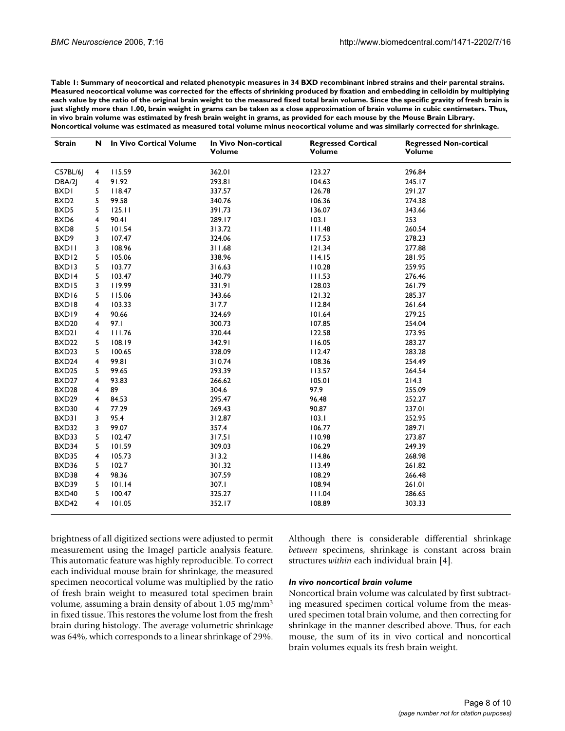**Table 1: Summary of neocortical and related phenotypic measures in 34 BXD recombinant inbred strains and their parental strains. Measured neocortical volume was corrected for the effects of shrinking produced by fixation and embedding in celloidin by multiplying each value by the ratio of the original brain weight to the measured fixed total brain volume. Since the specific gravity of fresh brain is just slightly more than 1.00, brain weight in grams can be taken as a close approximation of brain volume in cubic centimeters. Thus, in vivo brain volume was estimated by fresh brain weight in grams, as provided for each mouse by the Mouse Brain Library. Noncortical volume was estimated as measured total volume minus neocortical volume and was similarly corrected for shrinkage.**

| Strain | N | In Vivo Cortical Volume | In Vivo Non-cortical Volume | Regressed Cortical Volume | Regressed Non-cortical Volume |
|---|---|---|---|---|---|
| C57BL/6J | 4 | 115.59 | 362.01 | 123.27 | 296.84 |
| DBA/2J | 4 | 91.92 | 293.81 | 104.63 | 245.17 |
| BXD1 | 5 | 118.47 | 337.57 | 126.78 | 291.27 |
| BXD2 | 5 | 99.58 | 340.76 | 106.36 | 274.38 |
| BXD5 | 5 | 125.11 | 391.73 | 136.07 | 343.66 |
| BXD6 | 4 | 90.41 | 289.17 | 103.1 | 253 |
| BXD8 | 5 | 101.54 | 313.72 | 111.48 | 260.54 |
| BXD9 | 3 | 107.47 | 324.06 | 117.53 | 278.23 |
| BXD11 | 3 | 108.96 | 311.68 | 121.34 | 277.88 |
| BXD12 | 5 | 105.06 | 338.96 | 114.15 | 281.95 |
| BXD13 | 5 | 103.77 | 316.63 | 110.28 | 259.95 |
| BXD14 | 5 | 103.47 | 340.79 | 111.53 | 276.46 |
| BXD15 | 3 | 119.99 | 331.91 | 128.03 | 261.79 |
| BXD16 | 5 | 115.06 | 343.66 | 121.32 | 285.37 |
| BXD18 | 4 | 103.33 | 317.7 | 112.84 | 261.64 |
| BXD19 | 4 | 90.66 | 324.69 | 101.64 | 279.25 |
| BXD20 | 4 | 97.1 | 300.73 | 107.85 | 254.04 |
| BXD21 | 4 | 111.76 | 320.44 | 122.58 | 273.95 |
| BXD22 | 5 | 108.19 | 342.91 | 116.05 | 283.27 |
| BXD23 | 5 | 100.65 | 328.09 | 112.47 | 283.28 |
| BXD24 | 4 | 99.81 | 310.74 | 108.36 | 254.49 |
| BXD25 | 5 | 99.65 | 293.39 | 113.57 | 264.54 |
| BXD27 | 4 | 93.83 | 266.62 | 105.01 | 214.3 |
| BXD28 | 4 | 89 | 304.6 | 97.9 | 255.09 |
| BXD29 | 4 | 84.53 | 295.47 | 96.48 | 252.27 |
| BXD30 | 4 | 77.29 | 269.43 | 90.87 | 237.01 |
| BXD31 | 3 | 95.4 | 312.87 | 103.1 | 252.95 |
| BXD32 | 3 | 99.07 | 357.4 | 106.77 | 289.71 |
| BXD33 | 5 | 102.47 | 317.51 | 110.98 | 273.87 |
| BXD34 | 5 | 101.59 | 309.03 | 106.29 | 249.39 |
| BXD35 | 4 | 105.73 | 313.2 | 114.86 | 268.98 |
| BXD36 | 5 | 102.7 | 301.32 | 113.49 | 261.82 |
| BXD38 | 4 | 98.36 | 307.59 | 108.29 | 266.48 |
| BXD39 | 5 | 101.14 | 307.1 | 108.94 | 261.01 |
| BXD40 | 5 | 100.47 | 325.27 | 111.04 | 286.65 |
| BXD42 | 4 | 101.05 | 352.17 | 108.89 | 303.33 |

brightness of all digitized sections were adjusted to permit measurement using the ImageJ particle analysis feature. This automatic feature was highly reproducible. To correct each individual mouse brain for shrinkage, the measured specimen neocortical volume was multiplied by the ratio of fresh brain weight to measured total specimen brain volume, assuming a brain density of about 1.05 mg/mm$^3$ in fixed tissue. This restores the volume lost from the fresh brain during histology. The average volumetric shrinkage was 64%, which corresponds to a linear shrinkage of 29%. Although there is considerable differential shrinkage *between* specimens, shrinkage is constant across brain structures *within* each individual brain [4].

#### *In vivo noncortical brain volume*

Noncortical brain volume was calculated by first subtracting measured specimen cortical volume from the measured specimen total brain volume, and then correcting for shrinkage in the manner described above. Thus, for each mouse, the sum of its in vivo cortical and noncortical brain volumes equals its fresh brain weight.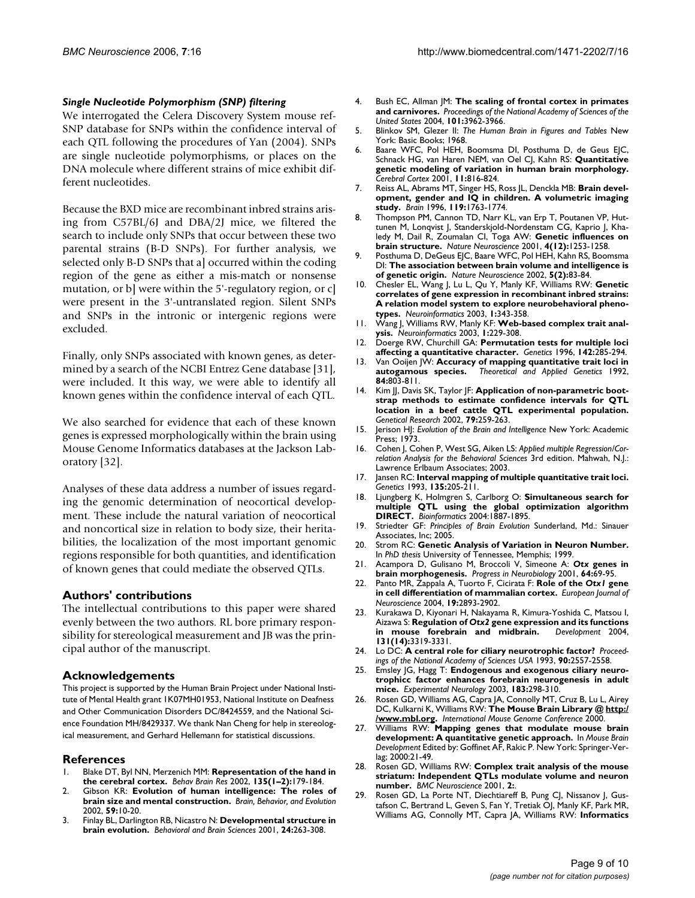### *Single Nucleotide Polymorphism (SNP) filtering*

We interrogated the Celera Discovery System mouse refSNP database for SNPs within the confidence interval of each QTL following the procedures of Yan (2004). SNPs are single nucleotide polymorphisms, or places on the DNA molecule where different strains of mice exhibit different nucleotides.

Because the BXD mice are recombinant inbred strains arising from C57BL/6J and DBA/2J mice, we filtered the search to include only SNPs that occur between these two parental strains (B-D SNPs). For further analysis, we selected only B-D SNPs that a] occurred within the coding region of the gene as either a mis-match or nonsense mutation, or b] were within the 5'-regulatory region, or c] were present in the 3'-untranslated region. Silent SNPs and SNPs in the intronic or intergenic regions were excluded.

Finally, only SNPs associated with known genes, as determined by a search of the NCBI Entrez Gene database [31], were included. It this way, we were able to identify all known genes within the confidence interval of each QTL.

We also searched for evidence that each of these known genes is expressed morphologically within the brain using Mouse Genome Informatics databases at the Jackson Laboratory [32].

Analyses of these data address a number of issues regarding the genomic determination of neocortical development. These include the natural variation of neocortical and noncortical size in relation to body size, their heritabilities, the localization of the most important genomic regions responsible for both quantities, and identification of known genes that could mediate the observed QTLs.

## Authors' contributions

The intellectual contributions to this paper were shared evenly between the two authors. RL bore primary responsibility for stereological measurement and JB was the principal author of the manuscript.

## Acknowledgements

This project is supported by the Human Brain Project under National Institute of Mental Health grant 1K07MH01953, National Institute on Deafness and Other Communication Disorders DC/8424559, and the National Science Foundation MH/8429337. We thank Nan Cheng for help in stereological measurement, and Gerhard Hellemann for statistical discussions.

## References

1. Blake DT, Byl NN, Merzenich MM: **Representation of the hand in the cerebral cortex.** *Behav Brain Res* 2002, **135(1–2):**179-184.
2. Gibson KR: **Evolution of human intelligence: The roles of brain size and mental construction.** *Brain, Behavior, and Evolution* 2002, **59:**10-20.
3. Finlay BL, Darlington RB, Nicastro N: **Developmental structure in brain evolution.** *Behavioral and Brain Sciences* 2001, **24:**263-308.
4. Bush EC, Allman JM: **The scaling of frontal cortex in primates and carnivores.** *Proceedings of the National Academy of Sciences of the United States* 2004, **101:**3962-3966.
5. Blinkov SM, Glezer II: *The Human Brain in Figures and Tables* New York: Basic Books; 1968.
6. Baare WFC, Pol HEH, Boomsma DI, Posthuma D, de Geus EJC, Schnack HG, van Haren NEM, van Oel CJ, Kahn RS: **Quantitative genetic modeling of variation in human brain morphology.** *Cerebral Cortex* 2001, **11:**816-824.
7. Reiss AL, Abrams MT, Singer HS, Ross JL, Denckla MB: **Brain development, gender and IQ in children. A volumetric imaging study.** *Brain* 1996, **119:**1763-1774.
8. Thompson PM, Cannon TD, Narr KL, van Erp T, Poutanen VP, Huttunen M, Lonqvist J, Standerskjold-Nordenstam CG, Kaprio J, Khaledy M, Dail R, Zoumalan CI, Toga AW: **Genetic influences on brain structure.** *Nature Neuroscience* 2001, **4(12):**1253-1258.
9. Posthuma D, DeGeus EJC, Baare WFC, Pol HEH, Kahn RS, Boomsma DI: **The association between brain volume and intelligence is of genetic origin.** *Nature Neuroscience* 2002, **5(2):**83-84.
10. Chesler EL, Wang J, Lu L, Qu Y, Manly KF, Williams RW: **Genetic correlates of gene expression in recombinant inbred strains: A relation model system to explore neurobehavioral phenotypes.** *Neuroinformatics* 2003, **1:**343-358.
11. Wang J, Williams RW, Manly KF: **Web-based complex trait analysis.** *Neuroinformatics* 2003, **1:**229-308.
12. Doerge RW, Churchill GA: **Permutation tests for multiple loci affecting a quantitative character.** *Genetics* 1996, **142:**285-294.
13. Van Ooijen JW: **Accuracy of mapping quantitative trait loci in autogamous species.** *Theoretical and Applied Genetics* 1992, **84:**803-811.
14. Kim JJ, Davis SK, Taylor JF: **Application of non-parametric bootstrap methods to estimate confidence intervals for QTL location in a beef cattle QTL experimental population.** *Genetical Research* 2002, **79:**259-263.
15. Jerison HJ: *Evolution of the Brain and Intelligence* New York: Academic Press; 1973.
16. Cohen J, Cohen P, West SG, Aiken LS: *Applied multiple Regression/Correlation Analysis for the Behavioral Sciences* 3rd edition. Mahwah, N.J.: Lawrence Erlbaum Associates; 2003.
17. Jansen RC: **Interval mapping of multiple quantitative trait loci.** *Genetics* 1993, **135:**205-211.
18. Ljungberg K, Holmgren S, Carlborg O: **Simultaneous search for multiple QTL using the global optimization algorithm DIRECT.** *Bioinformatics* 2004:1887-1895.
19. Striedter GF: *Principles of Brain Evolution* Sunderland, Md.: Sinauer Associates, Inc; 2005.
20. Strom RC: **Genetic Analysis of Variation in Neuron Number.** In *PhD thesis* University of Tennessee, Memphis; 1999.
21. Acampora D, Gulisano M, Broccoli V, Simeone A: ***Otx* genes in brain morphogenesis.** *Progress in Neurobiology* 2001, **64:**69-95.
22. Panto MR, Zappala A, Tuorto F, Cicirata F: **Role of the *Otx1* gene in cell differentiation of mammalian cortex.** *European Journal of Neuroscience* 2004, **19:**2893-2902.
23. Kurakawa D, Kiyonari H, Nakayama R, Kimura-Yoshida C, Matsou I, Aizawa S: **Regulation of *Otx2* gene expression and its functions in mouse forebrain and midbrain.** *Development* 2004, **131(14):**3319-3331.
24. Lo DC: **A central role for ciliary neurotrophic factor?** *Proceedings of the National Academy of Sciences USA* 1993, **90:**2557-2558.
25. Emsley JG, Hagg T: **Endogenous and exogenous ciliary neurotrophicc factor enhances forebrain neurogenesis in adult mice.** *Experimental Neurology* 2003, **183:**298-310.
26. Rosen GD, Williams AG, Capra JA, Connolly MT, Cruz B, Lu L, Airey DC, Kulkarni K, Williams RW: **The Mouse Brain Library @ http://www.mbl.org.** *International Mouse Genome Conference* 2000.
27. Williams RW: **Mapping genes that modulate mouse brain development: A quantitative genetic approach.** In *Mouse Brain Development* Edited by: Goffinet AF, Rakic P. New York: Springer-Verlag; 2000:21-49.
28. Rosen GD, Williams RW: **Complex trait analysis of the mouse striatum: Independent QTLs modulate volume and neuron number.** *BMC Neuroscience* 2001, **2:**.
29. Rosen GD, La Porte NT, Diechtiareff B, Pung CJ, Nissanov J, Gustafson C, Bertrand L, Geven S, Fan Y, Tretiak OJ, Manly KF, Park MR, Williams AG, Connolly MT, Capra JA, Williams RW: **Informatics**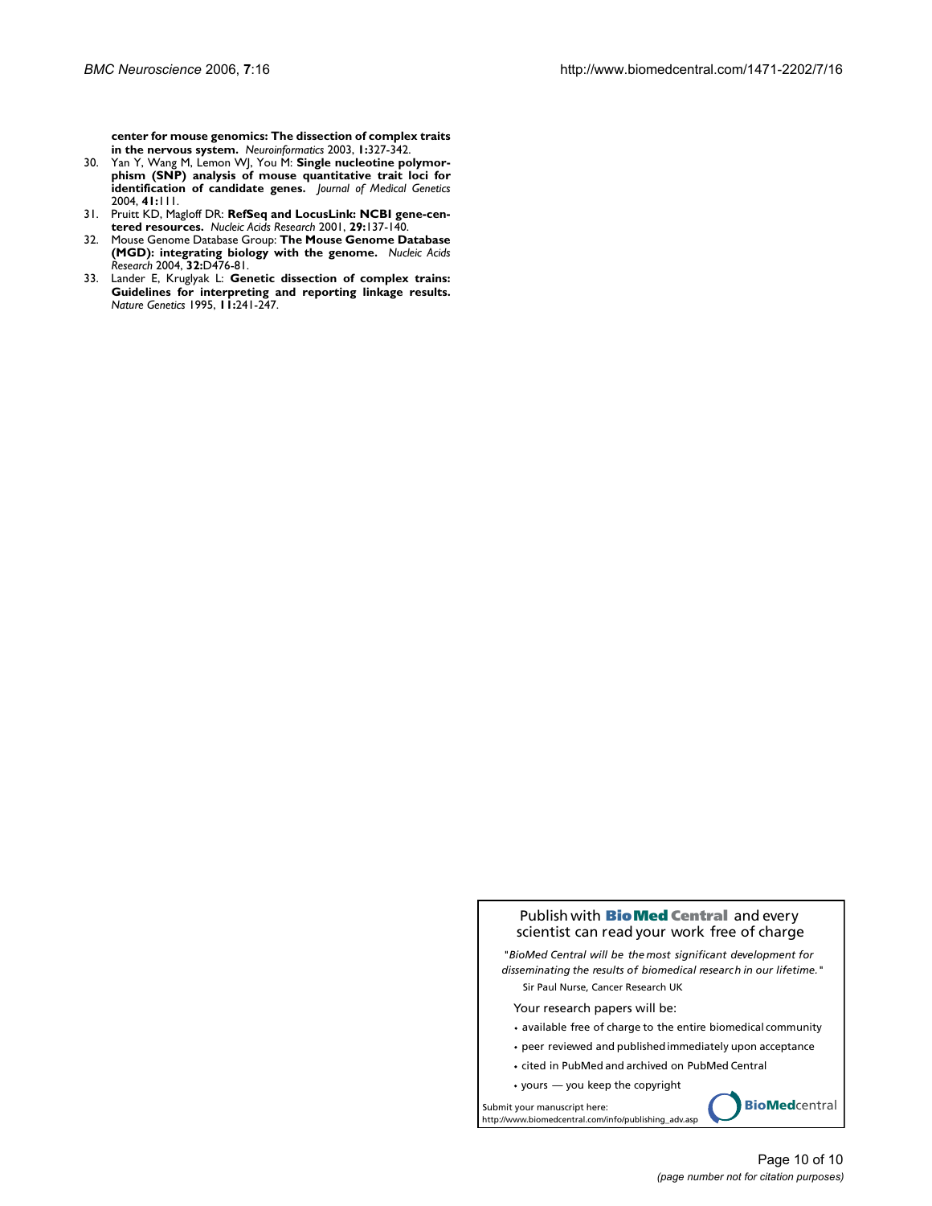center for mouse genomics: **The dissection of complex traits in the nervous system.** *Neuroinformatics* 2003, **1:**327-342.

30. Yan Y, Wang M, Lemon WJ, You M: **Single nucleotide polymorphism (SNP) analysis of mouse quantitative trait loci for identification of candidate genes.** *Journal of Medical Genetics* 2004, **41:**111.
31. Pruitt KD, Magloff DR: **RefSeq and LocusLink: NCBI gene-centered resources.** *Nucleic Acids Research* 2001, **29:**137-140.
32. Mouse Genome Database Group: **The Mouse Genome Database (MGD): integrating biology with the genome.** *Nucleic Acids Research* 2004, **32:**D476-81.
33. Lander E, Kruglyak L: **Genetic dissection of complex trains: Guidelines for interpreting and reporting linkage results.** *Nature Genetics* 1995, **11:**241-247.

Publish with **BioMed Central** and every scientist can read your work free of charge

*"BioMed Central will be the most significant development for disseminating the results of biomedical research in our lifetime."*

Sir Paul Nurse, Cancer Research UK

Your research papers will be:

- available free of charge to the entire biomedical community
- peer reviewed and published immediately upon acceptance
- cited in PubMed and archived on PubMed Central
- yours — you keep the copyright

Submit your manuscript here:
http://www.biomedcentral.com/info/publishing_adv.asp

**BioMed**central